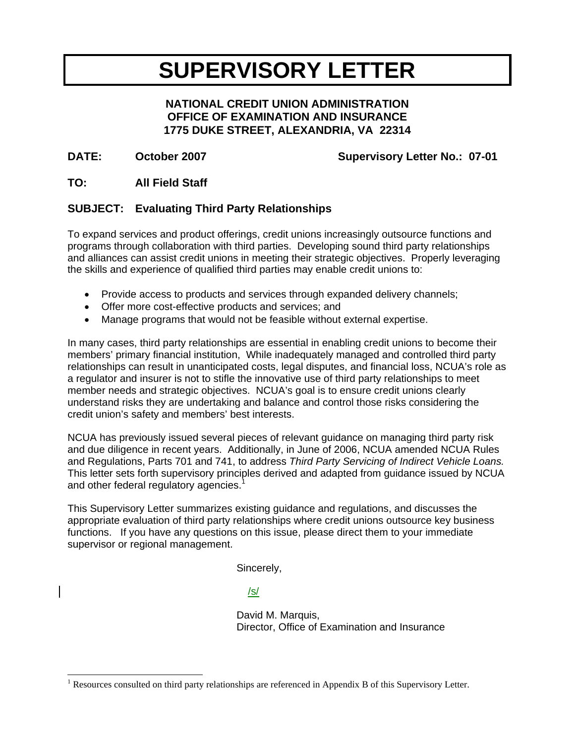# SUPERVISORY LETTER

**NATIONAL CREDIT UNION ADMINISTRATION**
**OFFICE OF EXAMINATION AND INSURANCE**
**1775 DUKE STREET, ALEXANDRIA, VA 22314**

**DATE:** **October 2007** **Supervisory Letter No.: 07-01**

**TO:** **All Field Staff**

**SUBJECT:** **Evaluating Third Party Relationships**

To expand services and product offerings, credit unions increasingly outsource functions and programs through collaboration with third parties. Developing sound third party relationships and alliances can assist credit unions in meeting their strategic objectives. Properly leveraging the skills and experience of qualified third parties may enable credit unions to:

- Provide access to products and services through expanded delivery channels;
- Offer more cost-effective products and services; and
- Manage programs that would not be feasible without external expertise.

In many cases, third party relationships are essential in enabling credit unions to become their members' primary financial institution, While inadequately managed and controlled third party relationships can result in unanticipated costs, legal disputes, and financial loss, NCUA's role as a regulator and insurer is not to stifle the innovative use of third party relationships to meet member needs and strategic objectives. NCUA's goal is to ensure credit unions clearly understand risks they are undertaking and balance and control those risks considering the credit union's safety and members' best interests.

NCUA has previously issued several pieces of relevant guidance on managing third party risk and due diligence in recent years. Additionally, in June of 2006, NCUA amended NCUA Rules and Regulations, Parts 701 and 741, to address *Third Party Servicing of Indirect Vehicle Loans.* This letter sets forth supervisory principles derived and adapted from guidance issued by NCUA and other federal regulatory agencies.[1]

This Supervisory Letter summarizes existing guidance and regulations, and discusses the appropriate evaluation of third party relationships where credit unions outsource key business functions. If you have any questions on this issue, please direct them to your immediate supervisor or regional management.

Sincerely,

/s/

David M. Marquis,
Director, Office of Examination and Insurance

---

[1] Resources consulted on third party relationships are referenced in Appendix B of this Supervisory Letter.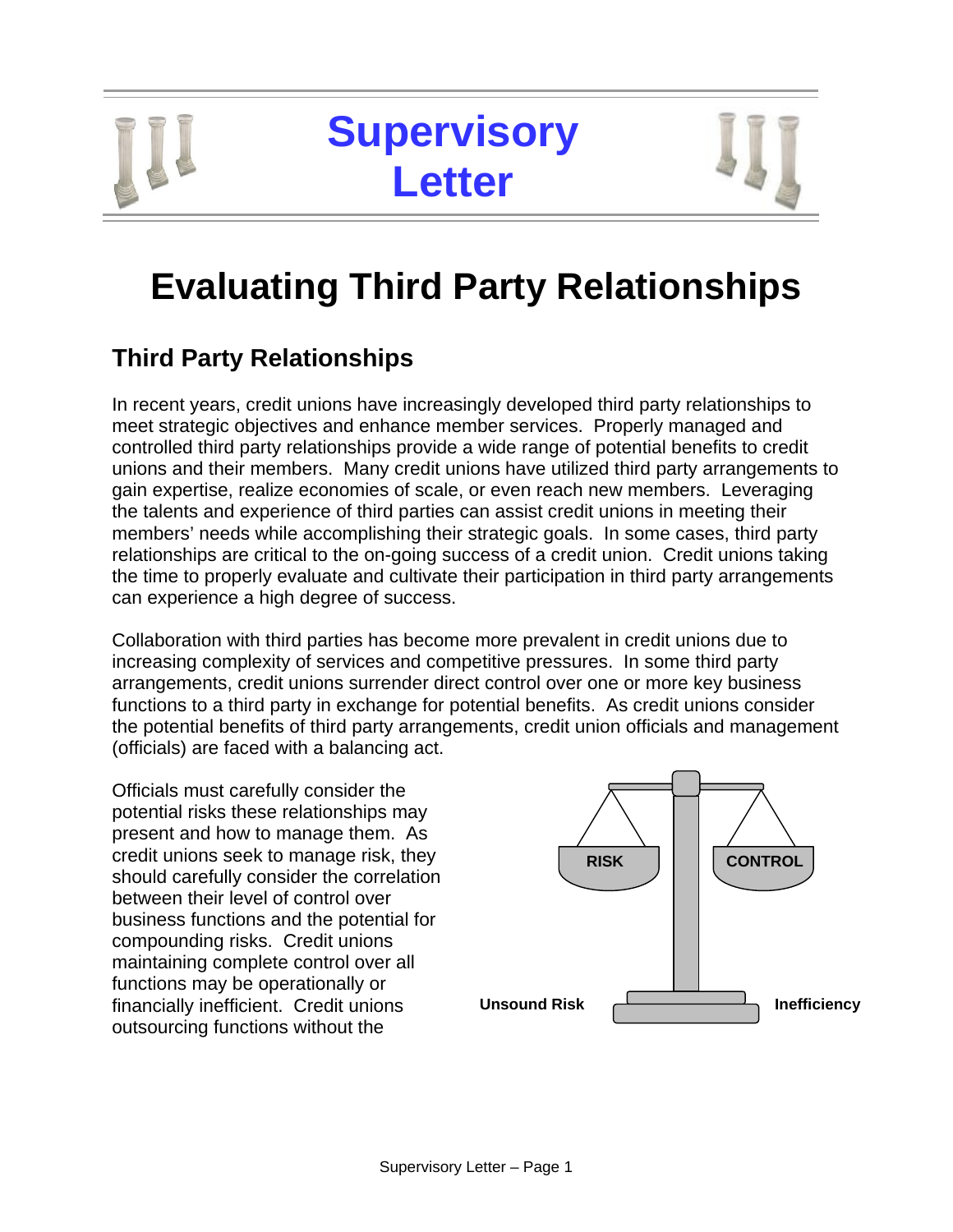# Supervisory Letter

# Evaluating Third Party Relationships

## Third Party Relationships

In recent years, credit unions have increasingly developed third party relationships to meet strategic objectives and enhance member services. Properly managed and controlled third party relationships provide a wide range of potential benefits to credit unions and their members. Many credit unions have utilized third party arrangements to gain expertise, realize economies of scale, or even reach new members. Leveraging the talents and experience of third parties can assist credit unions in meeting their members' needs while accomplishing their strategic goals. In some cases, third party relationships are critical to the on-going success of a credit union. Credit unions taking the time to properly evaluate and cultivate their participation in third party arrangements can experience a high degree of success.

Collaboration with third parties has become more prevalent in credit unions due to increasing complexity of services and competitive pressures. In some third party arrangements, credit unions surrender direct control over one or more key business functions to a third party in exchange for potential benefits. As credit unions consider the potential benefits of third party arrangements, credit union officials and management (officials) are faced with a balancing act.

Officials must carefully consider the potential risks these relationships may present and how to manage them. As credit unions seek to manage risk, they should carefully consider the correlation between their level of control over business functions and the potential for compounding risks. Credit unions maintaining complete control over all functions may be operationally or financially inefficient. Credit unions outsourcing functions without the

RISK | CONTROL

Unsound Risk | Inefficiency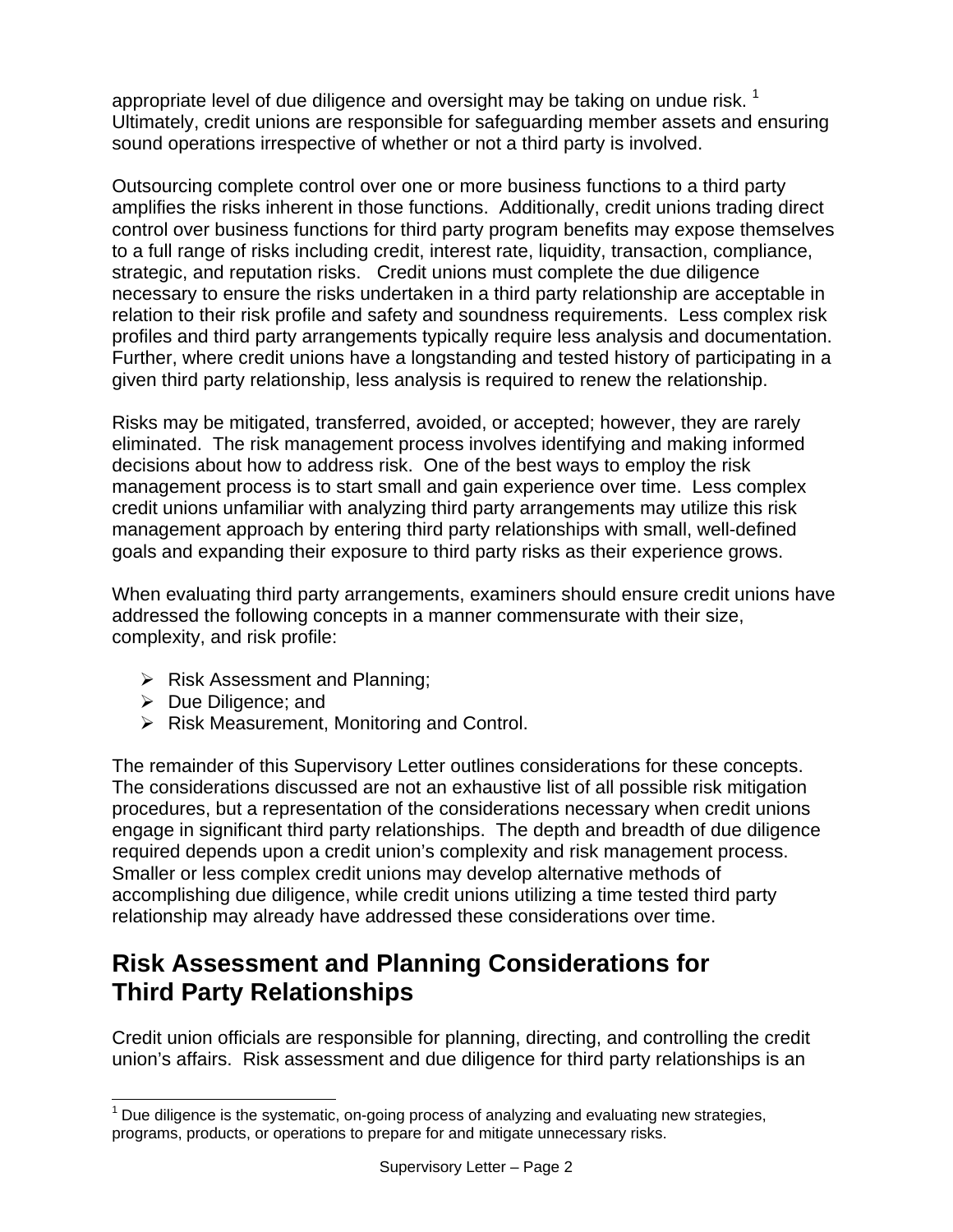appropriate level of due diligence and oversight may be taking on undue risk. [1] Ultimately, credit unions are responsible for safeguarding member assets and ensuring sound operations irrespective of whether or not a third party is involved.

Outsourcing complete control over one or more business functions to a third party amplifies the risks inherent in those functions. Additionally, credit unions trading direct control over business functions for third party program benefits may expose themselves to a full range of risks including credit, interest rate, liquidity, transaction, compliance, strategic, and reputation risks. Credit unions must complete the due diligence necessary to ensure the risks undertaken in a third party relationship are acceptable in relation to their risk profile and safety and soundness requirements. Less complex risk profiles and third party arrangements typically require less analysis and documentation. Further, where credit unions have a longstanding and tested history of participating in a given third party relationship, less analysis is required to renew the relationship.

Risks may be mitigated, transferred, avoided, or accepted; however, they are rarely eliminated. The risk management process involves identifying and making informed decisions about how to address risk. One of the best ways to employ the risk management process is to start small and gain experience over time. Less complex credit unions unfamiliar with analyzing third party arrangements may utilize this risk management approach by entering third party relationships with small, well-defined goals and expanding their exposure to third party risks as their experience grows.

When evaluating third party arrangements, examiners should ensure credit unions have addressed the following concepts in a manner commensurate with their size, complexity, and risk profile:

- Risk Assessment and Planning;
- Due Diligence; and
- Risk Measurement, Monitoring and Control.

The remainder of this Supervisory Letter outlines considerations for these concepts. The considerations discussed are not an exhaustive list of all possible risk mitigation procedures, but a representation of the considerations necessary when credit unions engage in significant third party relationships. The depth and breadth of due diligence required depends upon a credit union's complexity and risk management process. Smaller or less complex credit unions may develop alternative methods of accomplishing due diligence, while credit unions utilizing a time tested third party relationship may already have addressed these considerations over time.

## Risk Assessment and Planning Considerations for Third Party Relationships

Credit union officials are responsible for planning, directing, and controlling the credit union's affairs. Risk assessment and due diligence for third party relationships is an

[1] Due diligence is the systematic, on-going process of analyzing and evaluating new strategies, programs, products, or operations to prepare for and mitigate unnecessary risks.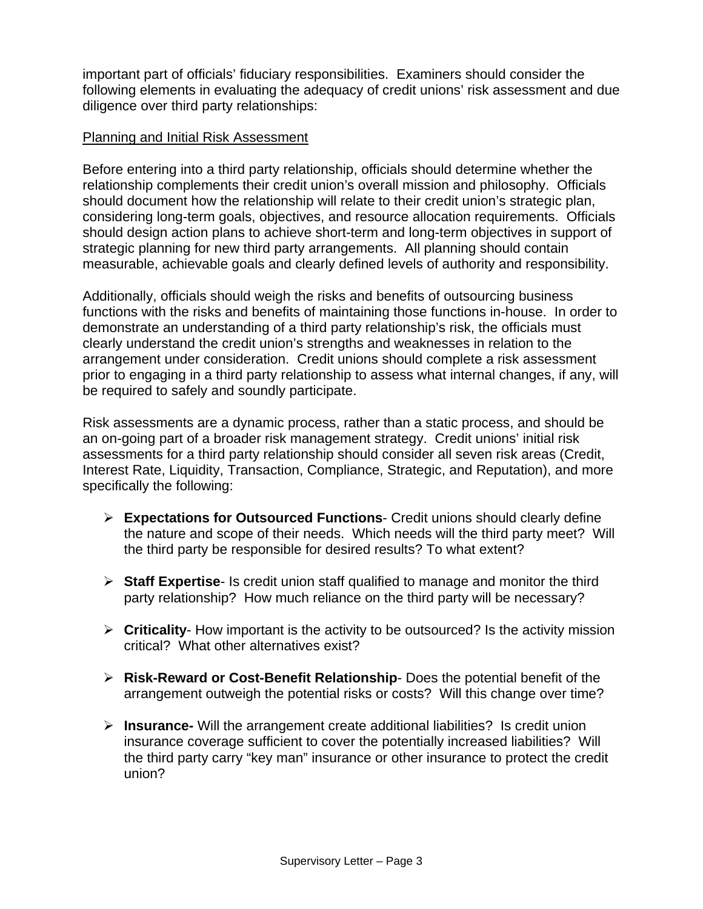important part of officials' fiduciary responsibilities. Examiners should consider the following elements in evaluating the adequacy of credit unions' risk assessment and due diligence over third party relationships:

Planning and Initial Risk Assessment

Before entering into a third party relationship, officials should determine whether the relationship complements their credit union's overall mission and philosophy. Officials should document how the relationship will relate to their credit union's strategic plan, considering long-term goals, objectives, and resource allocation requirements. Officials should design action plans to achieve short-term and long-term objectives in support of strategic planning for new third party arrangements. All planning should contain measurable, achievable goals and clearly defined levels of authority and responsibility.

Additionally, officials should weigh the risks and benefits of outsourcing business functions with the risks and benefits of maintaining those functions in-house. In order to demonstrate an understanding of a third party relationship's risk, the officials must clearly understand the credit union's strengths and weaknesses in relation to the arrangement under consideration. Credit unions should complete a risk assessment prior to engaging in a third party relationship to assess what internal changes, if any, will be required to safely and soundly participate.

Risk assessments are a dynamic process, rather than a static process, and should be an on-going part of a broader risk management strategy. Credit unions' initial risk assessments for a third party relationship should consider all seven risk areas (Credit, Interest Rate, Liquidity, Transaction, Compliance, Strategic, and Reputation), and more specifically the following:

- **Expectations for Outsourced Functions**- Credit unions should clearly define the nature and scope of their needs. Which needs will the third party meet? Will the third party be responsible for desired results? To what extent?

- **Staff Expertise**- Is credit union staff qualified to manage and monitor the third party relationship? How much reliance on the third party will be necessary?

- **Criticality**- How important is the activity to be outsourced? Is the activity mission critical? What other alternatives exist?

- **Risk-Reward or Cost-Benefit Relationship**- Does the potential benefit of the arrangement outweigh the potential risks or costs? Will this change over time?

- **Insurance-** Will the arrangement create additional liabilities? Is credit union insurance coverage sufficient to cover the potentially increased liabilities? Will the third party carry "key man" insurance or other insurance to protect the credit union?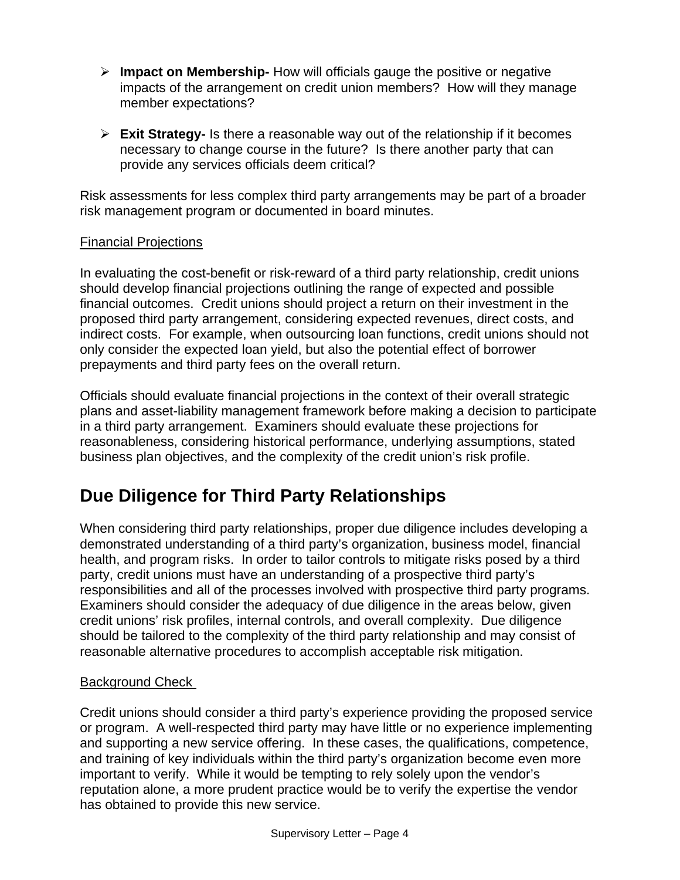- **Impact on Membership-** How will officials gauge the positive or negative impacts of the arrangement on credit union members? How will they manage member expectations?

- **Exit Strategy-** Is there a reasonable way out of the relationship if it becomes necessary to change course in the future? Is there another party that can provide any services officials deem critical?

Risk assessments for less complex third party arrangements may be part of a broader risk management program or documented in board minutes.

<u>Financial Projections</u>

In evaluating the cost-benefit or risk-reward of a third party relationship, credit unions should develop financial projections outlining the range of expected and possible financial outcomes. Credit unions should project a return on their investment in the proposed third party arrangement, considering expected revenues, direct costs, and indirect costs. For example, when outsourcing loan functions, credit unions should not only consider the expected loan yield, but also the potential effect of borrower prepayments and third party fees on the overall return.

Officials should evaluate financial projections in the context of their overall strategic plans and asset-liability management framework before making a decision to participate in a third party arrangement. Examiners should evaluate these projections for reasonableness, considering historical performance, underlying assumptions, stated business plan objectives, and the complexity of the credit union's risk profile.

## Due Diligence for Third Party Relationships

When considering third party relationships, proper due diligence includes developing a demonstrated understanding of a third party's organization, business model, financial health, and program risks. In order to tailor controls to mitigate risks posed by a third party, credit unions must have an understanding of a prospective third party's responsibilities and all of the processes involved with prospective third party programs. Examiners should consider the adequacy of due diligence in the areas below, given credit unions' risk profiles, internal controls, and overall complexity. Due diligence should be tailored to the complexity of the third party relationship and may consist of reasonable alternative procedures to accomplish acceptable risk mitigation.

<u>Background Check</u>

Credit unions should consider a third party's experience providing the proposed service or program. A well-respected third party may have little or no experience implementing and supporting a new service offering. In these cases, the qualifications, competence, and training of key individuals within the third party's organization become even more important to verify. While it would be tempting to rely solely upon the vendor's reputation alone, a more prudent practice would be to verify the expertise the vendor has obtained to provide this new service.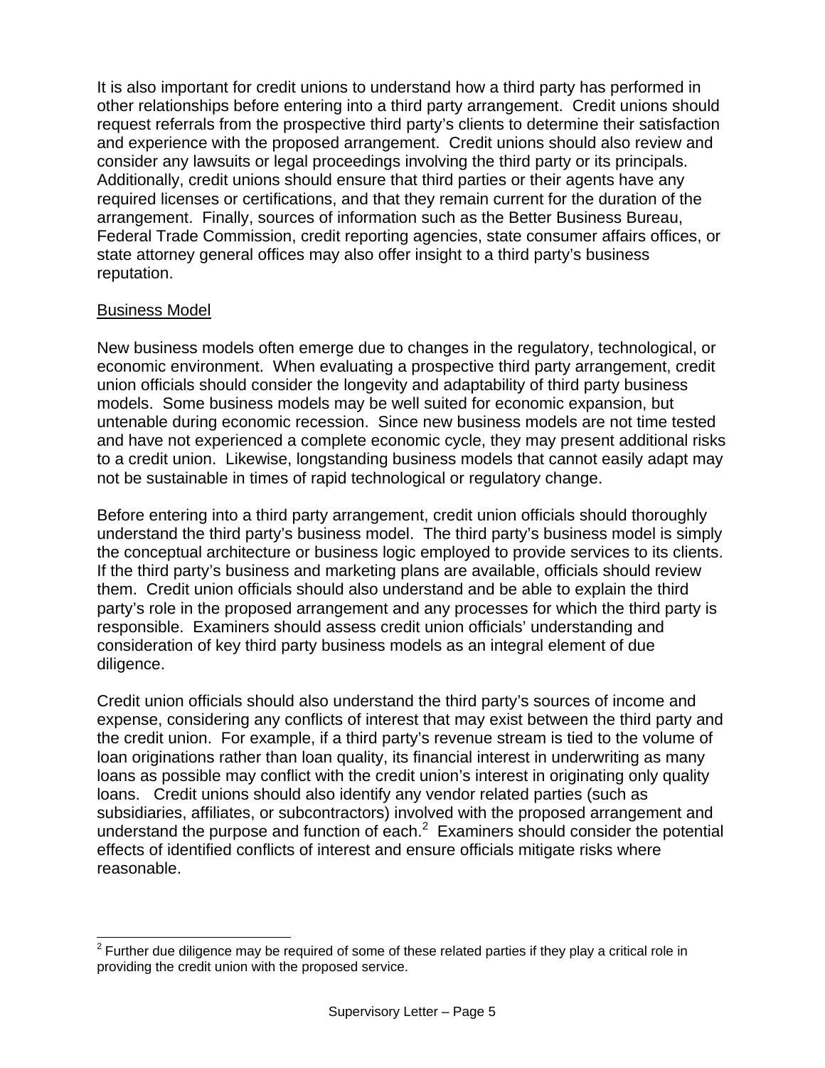It is also important for credit unions to understand how a third party has performed in other relationships before entering into a third party arrangement. Credit unions should request referrals from the prospective third party's clients to determine their satisfaction and experience with the proposed arrangement. Credit unions should also review and consider any lawsuits or legal proceedings involving the third party or its principals. Additionally, credit unions should ensure that third parties or their agents have any required licenses or certifications, and that they remain current for the duration of the arrangement. Finally, sources of information such as the Better Business Bureau, Federal Trade Commission, credit reporting agencies, state consumer affairs offices, or state attorney general offices may also offer insight to a third party's business reputation.

Business Model

New business models often emerge due to changes in the regulatory, technological, or economic environment. When evaluating a prospective third party arrangement, credit union officials should consider the longevity and adaptability of third party business models. Some business models may be well suited for economic expansion, but untenable during economic recession. Since new business models are not time tested and have not experienced a complete economic cycle, they may present additional risks to a credit union. Likewise, longstanding business models that cannot easily adapt may not be sustainable in times of rapid technological or regulatory change.

Before entering into a third party arrangement, credit union officials should thoroughly understand the third party's business model. The third party's business model is simply the conceptual architecture or business logic employed to provide services to its clients. If the third party's business and marketing plans are available, officials should review them. Credit union officials should also understand and be able to explain the third party's role in the proposed arrangement and any processes for which the third party is responsible. Examiners should assess credit union officials' understanding and consideration of key third party business models as an integral element of due diligence.

Credit union officials should also understand the third party's sources of income and expense, considering any conflicts of interest that may exist between the third party and the credit union. For example, if a third party's revenue stream is tied to the volume of loan originations rather than loan quality, its financial interest in underwriting as many loans as possible may conflict with the credit union's interest in originating only quality loans. Credit unions should also identify any vendor related parties (such as subsidiaries, affiliates, or subcontractors) involved with the proposed arrangement and understand the purpose and function of each.[2] Examiners should consider the potential effects of identified conflicts of interest and ensure officials mitigate risks where reasonable.

[2] Further due diligence may be required of some of these related parties if they play a critical role in providing the credit union with the proposed service.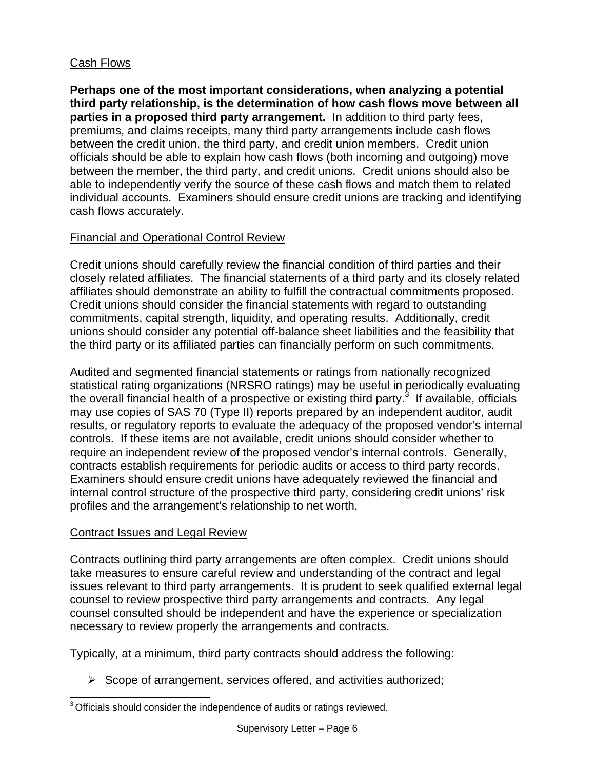Cash Flows

**Perhaps one of the most important considerations, when analyzing a potential third party relationship, is the determination of how cash flows move between all parties in a proposed third party arrangement.** In addition to third party fees, premiums, and claims receipts, many third party arrangements include cash flows between the credit union, the third party, and credit union members. Credit union officials should be able to explain how cash flows (both incoming and outgoing) move between the member, the third party, and credit unions. Credit unions should also be able to independently verify the source of these cash flows and match them to related individual accounts. Examiners should ensure credit unions are tracking and identifying cash flows accurately.

Financial and Operational Control Review

Credit unions should carefully review the financial condition of third parties and their closely related affiliates. The financial statements of a third party and its closely related affiliates should demonstrate an ability to fulfill the contractual commitments proposed. Credit unions should consider the financial statements with regard to outstanding commitments, capital strength, liquidity, and operating results. Additionally, credit unions should consider any potential off-balance sheet liabilities and the feasibility that the third party or its affiliated parties can financially perform on such commitments.

Audited and segmented financial statements or ratings from nationally recognized statistical rating organizations (NRSRO ratings) may be useful in periodically evaluating the overall financial health of a prospective or existing third party.[3] If available, officials may use copies of SAS 70 (Type II) reports prepared by an independent auditor, audit results, or regulatory reports to evaluate the adequacy of the proposed vendor's internal controls. If these items are not available, credit unions should consider whether to require an independent review of the proposed vendor's internal controls. Generally, contracts establish requirements for periodic audits or access to third party records. Examiners should ensure credit unions have adequately reviewed the financial and internal control structure of the prospective third party, considering credit unions' risk profiles and the arrangement's relationship to net worth.

Contract Issues and Legal Review

Contracts outlining third party arrangements are often complex. Credit unions should take measures to ensure careful review and understanding of the contract and legal issues relevant to third party arrangements. It is prudent to seek qualified external legal counsel to review prospective third party arrangements and contracts. Any legal counsel consulted should be independent and have the experience or specialization necessary to review properly the arrangements and contracts.

Typically, at a minimum, third party contracts should address the following:

- Scope of arrangement, services offered, and activities authorized;

[3] Officials should consider the independence of audits or ratings reviewed.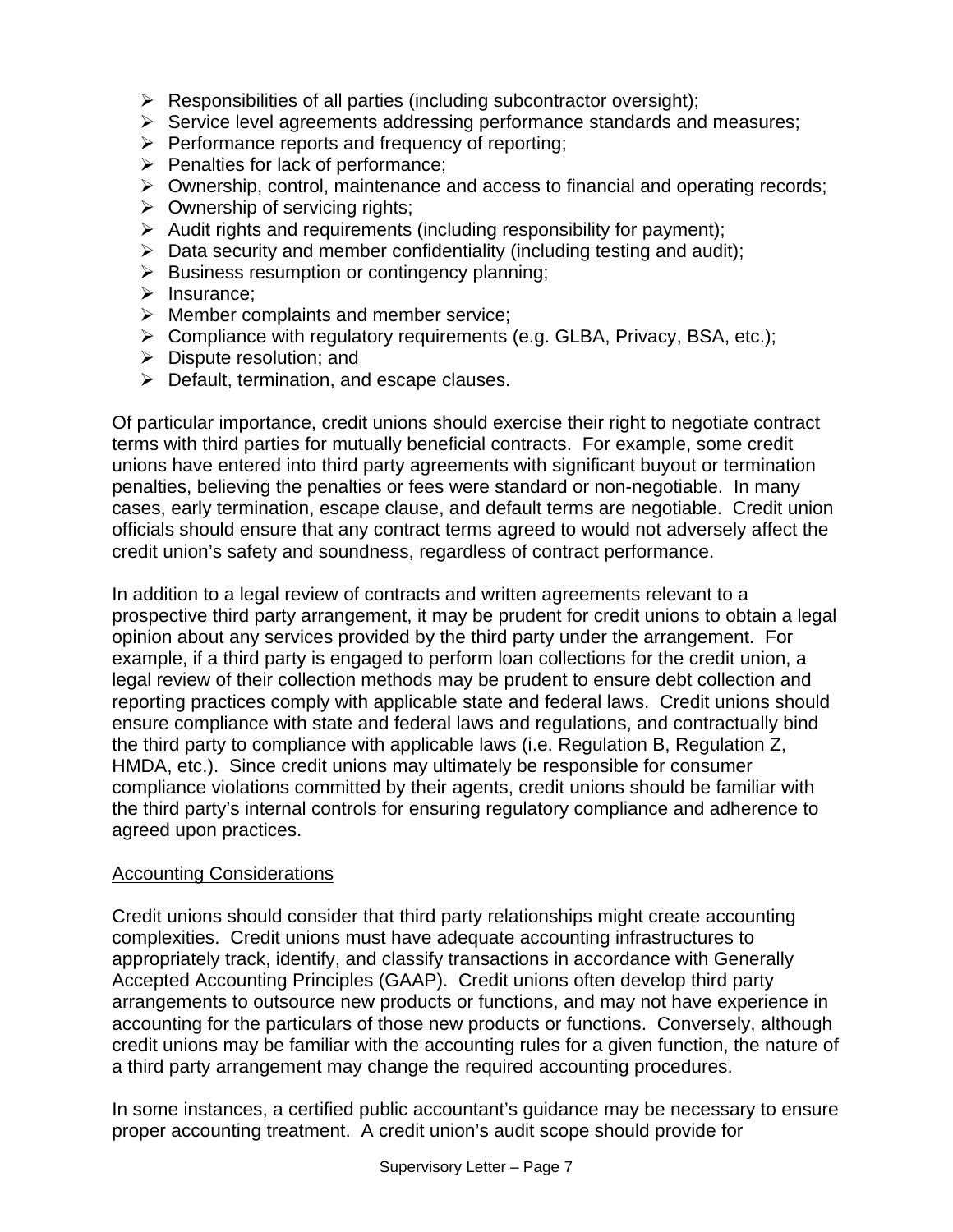- Responsibilities of all parties (including subcontractor oversight);
- Service level agreements addressing performance standards and measures;
- Performance reports and frequency of reporting;
- Penalties for lack of performance;
- Ownership, control, maintenance and access to financial and operating records;
- Ownership of servicing rights;
- Audit rights and requirements (including responsibility for payment);
- Data security and member confidentiality (including testing and audit);
- Business resumption or contingency planning;
- Insurance;
- Member complaints and member service;
- Compliance with regulatory requirements (e.g. GLBA, Privacy, BSA, etc.);
- Dispute resolution; and
- Default, termination, and escape clauses.

Of particular importance, credit unions should exercise their right to negotiate contract terms with third parties for mutually beneficial contracts. For example, some credit unions have entered into third party agreements with significant buyout or termination penalties, believing the penalties or fees were standard or non-negotiable. In many cases, early termination, escape clause, and default terms are negotiable. Credit union officials should ensure that any contract terms agreed to would not adversely affect the credit union's safety and soundness, regardless of contract performance.

In addition to a legal review of contracts and written agreements relevant to a prospective third party arrangement, it may be prudent for credit unions to obtain a legal opinion about any services provided by the third party under the arrangement. For example, if a third party is engaged to perform loan collections for the credit union, a legal review of their collection methods may be prudent to ensure debt collection and reporting practices comply with applicable state and federal laws. Credit unions should ensure compliance with state and federal laws and regulations, and contractually bind the third party to compliance with applicable laws (i.e. Regulation B, Regulation Z, HMDA, etc.). Since credit unions may ultimately be responsible for consumer compliance violations committed by their agents, credit unions should be familiar with the third party's internal controls for ensuring regulatory compliance and adherence to agreed upon practices.

<u>Accounting Considerations</u>

Credit unions should consider that third party relationships might create accounting complexities. Credit unions must have adequate accounting infrastructures to appropriately track, identify, and classify transactions in accordance with Generally Accepted Accounting Principles (GAAP). Credit unions often develop third party arrangements to outsource new products or functions, and may not have experience in accounting for the particulars of those new products or functions. Conversely, although credit unions may be familiar with the accounting rules for a given function, the nature of a third party arrangement may change the required accounting procedures.

In some instances, a certified public accountant's guidance may be necessary to ensure proper accounting treatment. A credit union's audit scope should provide for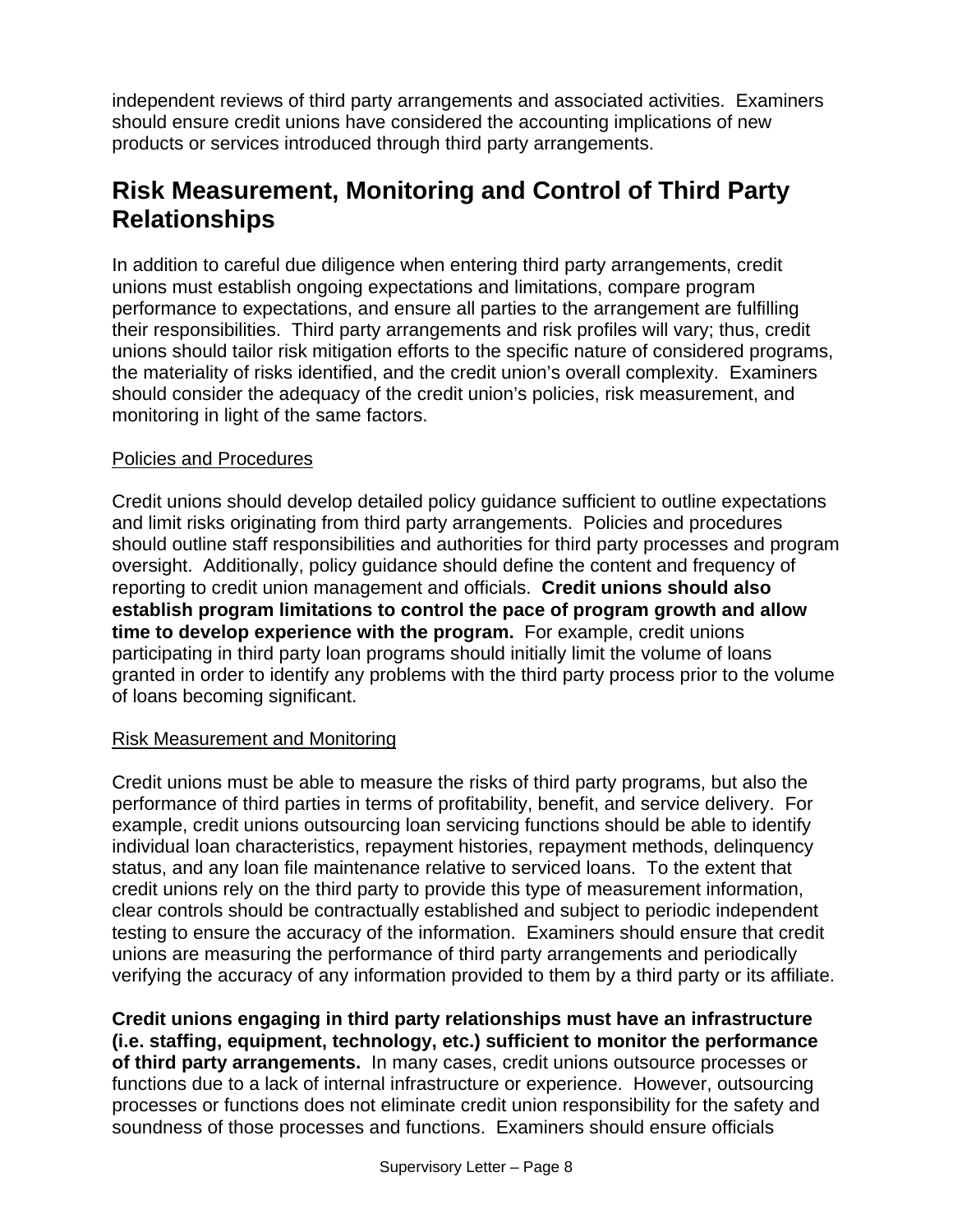independent reviews of third party arrangements and associated activities. Examiners should ensure credit unions have considered the accounting implications of new products or services introduced through third party arrangements.

## Risk Measurement, Monitoring and Control of Third Party Relationships

In addition to careful due diligence when entering third party arrangements, credit unions must establish ongoing expectations and limitations, compare program performance to expectations, and ensure all parties to the arrangement are fulfilling their responsibilities. Third party arrangements and risk profiles will vary; thus, credit unions should tailor risk mitigation efforts to the specific nature of considered programs, the materiality of risks identified, and the credit union's overall complexity. Examiners should consider the adequacy of the credit union's policies, risk measurement, and monitoring in light of the same factors.

### Policies and Procedures

Credit unions should develop detailed policy guidance sufficient to outline expectations and limit risks originating from third party arrangements. Policies and procedures should outline staff responsibilities and authorities for third party processes and program oversight. Additionally, policy guidance should define the content and frequency of reporting to credit union management and officials. **Credit unions should also establish program limitations to control the pace of program growth and allow time to develop experience with the program.** For example, credit unions participating in third party loan programs should initially limit the volume of loans granted in order to identify any problems with the third party process prior to the volume of loans becoming significant.

### Risk Measurement and Monitoring

Credit unions must be able to measure the risks of third party programs, but also the performance of third parties in terms of profitability, benefit, and service delivery. For example, credit unions outsourcing loan servicing functions should be able to identify individual loan characteristics, repayment histories, repayment methods, delinquency status, and any loan file maintenance relative to serviced loans. To the extent that credit unions rely on the third party to provide this type of measurement information, clear controls should be contractually established and subject to periodic independent testing to ensure the accuracy of the information. Examiners should ensure that credit unions are measuring the performance of third party arrangements and periodically verifying the accuracy of any information provided to them by a third party or its affiliate.

**Credit unions engaging in third party relationships must have an infrastructure (i.e. staffing, equipment, technology, etc.) sufficient to monitor the performance of third party arrangements.** In many cases, credit unions outsource processes or functions due to a lack of internal infrastructure or experience. However, outsourcing processes or functions does not eliminate credit union responsibility for the safety and soundness of those processes and functions. Examiners should ensure officials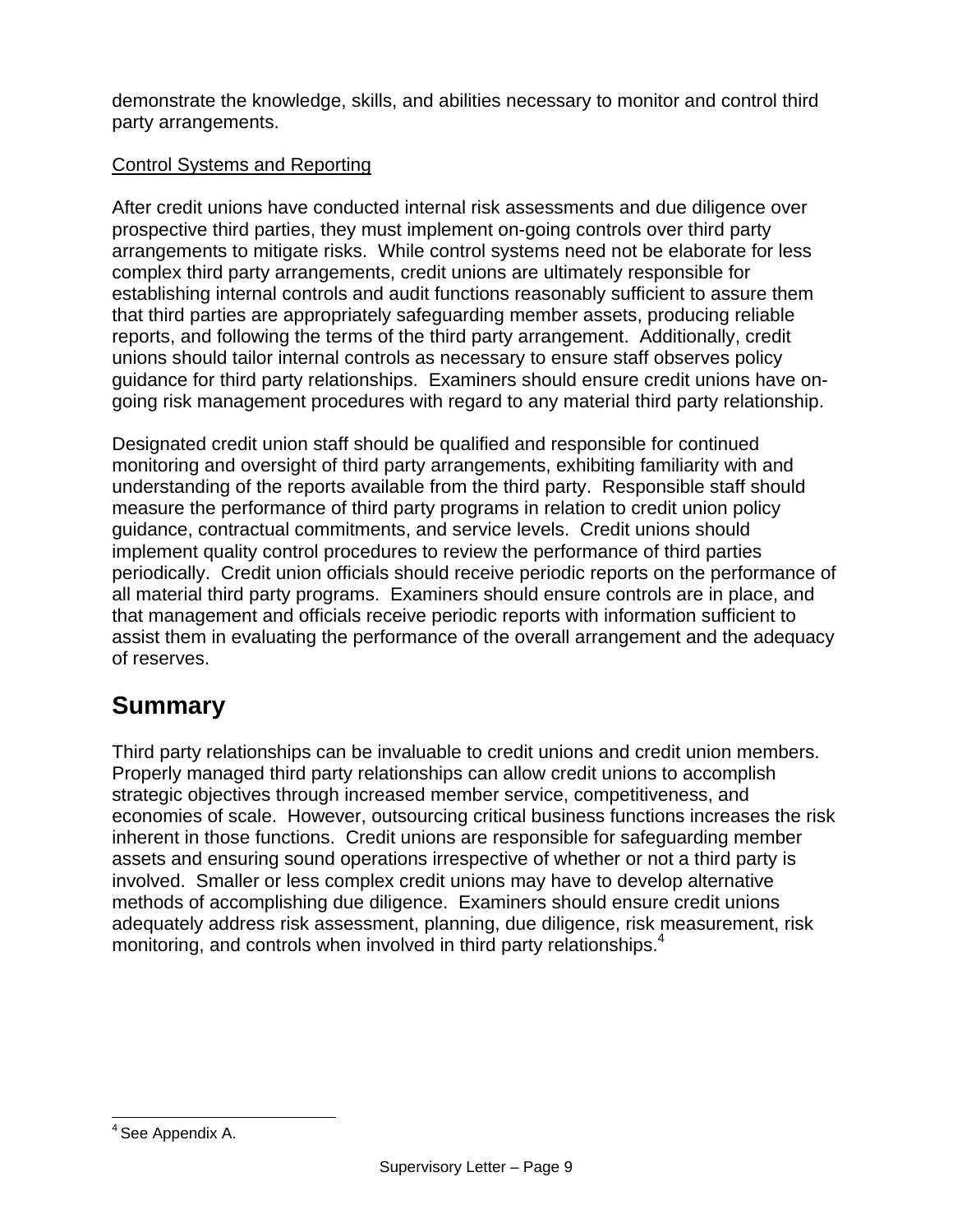demonstrate the knowledge, skills, and abilities necessary to monitor and control third party arrangements.

Control Systems and Reporting

After credit unions have conducted internal risk assessments and due diligence over prospective third parties, they must implement on-going controls over third party arrangements to mitigate risks. While control systems need not be elaborate for less complex third party arrangements, credit unions are ultimately responsible for establishing internal controls and audit functions reasonably sufficient to assure them that third parties are appropriately safeguarding member assets, producing reliable reports, and following the terms of the third party arrangement. Additionally, credit unions should tailor internal controls as necessary to ensure staff observes policy guidance for third party relationships. Examiners should ensure credit unions have on-going risk management procedures with regard to any material third party relationship.

Designated credit union staff should be qualified and responsible for continued monitoring and oversight of third party arrangements, exhibiting familiarity with and understanding of the reports available from the third party. Responsible staff should measure the performance of third party programs in relation to credit union policy guidance, contractual commitments, and service levels. Credit unions should implement quality control procedures to review the performance of third parties periodically. Credit union officials should receive periodic reports on the performance of all material third party programs. Examiners should ensure controls are in place, and that management and officials receive periodic reports with information sufficient to assist them in evaluating the performance of the overall arrangement and the adequacy of reserves.

# Summary

Third party relationships can be invaluable to credit unions and credit union members. Properly managed third party relationships can allow credit unions to accomplish strategic objectives through increased member service, competitiveness, and economies of scale. However, outsourcing critical business functions increases the risk inherent in those functions. Credit unions are responsible for safeguarding member assets and ensuring sound operations irrespective of whether or not a third party is involved. Smaller or less complex credit unions may have to develop alternative methods of accomplishing due diligence. Examiners should ensure credit unions adequately address risk assessment, planning, due diligence, risk measurement, risk monitoring, and controls when involved in third party relationships.[4]

[4] See Appendix A.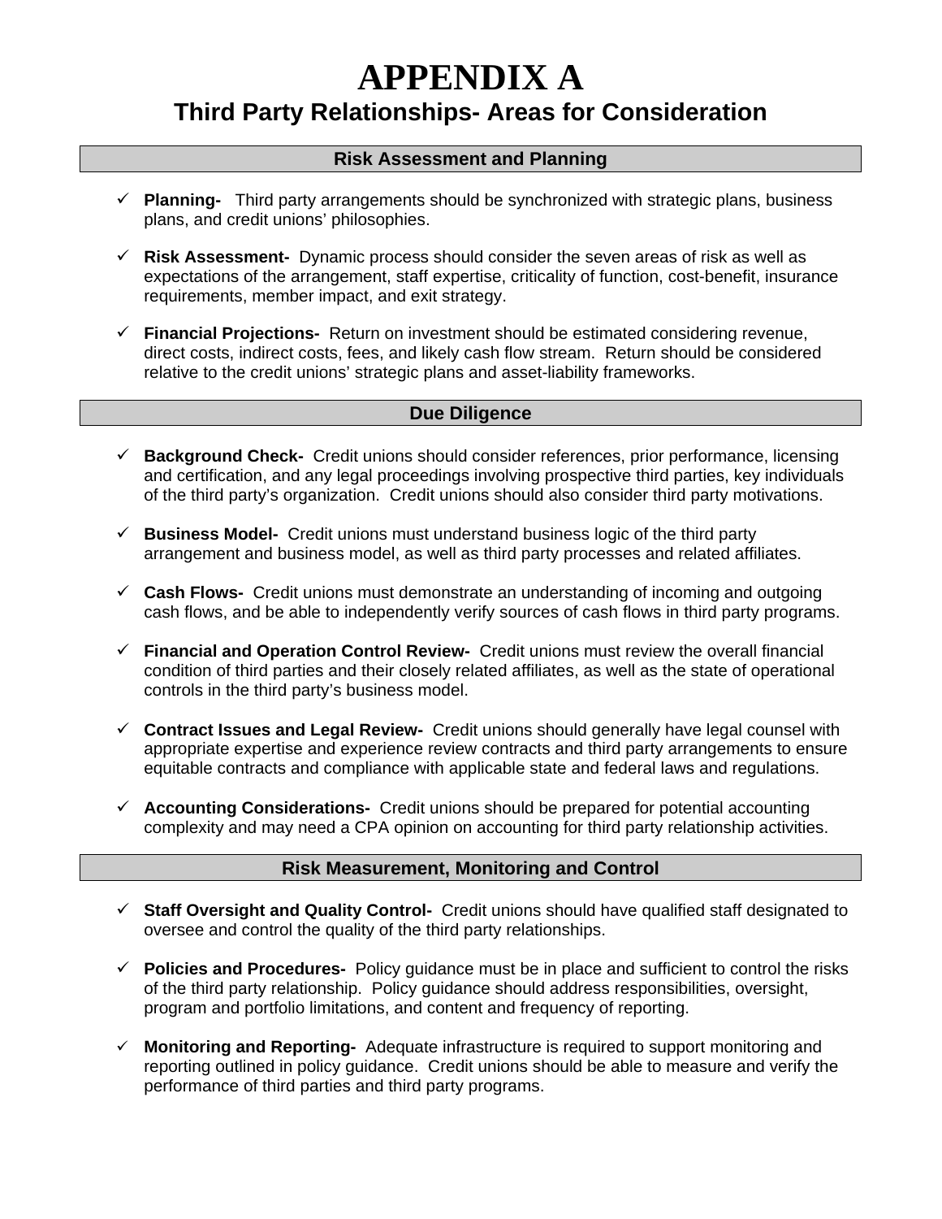# APPENDIX A

## Third Party Relationships- Areas for Consideration

### Risk Assessment and Planning

- ✓ **Planning-** Third party arrangements should be synchronized with strategic plans, business plans, and credit unions' philosophies.

- ✓ **Risk Assessment-** Dynamic process should consider the seven areas of risk as well as expectations of the arrangement, staff expertise, criticality of function, cost-benefit, insurance requirements, member impact, and exit strategy.

- ✓ **Financial Projections-** Return on investment should be estimated considering revenue, direct costs, indirect costs, fees, and likely cash flow stream. Return should be considered relative to the credit unions' strategic plans and asset-liability frameworks.

### Due Diligence

- ✓ **Background Check-** Credit unions should consider references, prior performance, licensing and certification, and any legal proceedings involving prospective third parties, key individuals of the third party's organization. Credit unions should also consider third party motivations.

- ✓ **Business Model-** Credit unions must understand business logic of the third party arrangement and business model, as well as third party processes and related affiliates.

- ✓ **Cash Flows-** Credit unions must demonstrate an understanding of incoming and outgoing cash flows, and be able to independently verify sources of cash flows in third party programs.

- ✓ **Financial and Operation Control Review-** Credit unions must review the overall financial condition of third parties and their closely related affiliates, as well as the state of operational controls in the third party's business model.

- ✓ **Contract Issues and Legal Review-** Credit unions should generally have legal counsel with appropriate expertise and experience review contracts and third party arrangements to ensure equitable contracts and compliance with applicable state and federal laws and regulations.

- ✓ **Accounting Considerations-** Credit unions should be prepared for potential accounting complexity and may need a CPA opinion on accounting for third party relationship activities.

### Risk Measurement, Monitoring and Control

- ✓ **Staff Oversight and Quality Control-** Credit unions should have qualified staff designated to oversee and control the quality of the third party relationships.

- ✓ **Policies and Procedures-** Policy guidance must be in place and sufficient to control the risks of the third party relationship. Policy guidance should address responsibilities, oversight, program and portfolio limitations, and content and frequency of reporting.

- ✓ **Monitoring and Reporting-** Adequate infrastructure is required to support monitoring and reporting outlined in policy guidance. Credit unions should be able to measure and verify the performance of third parties and third party programs.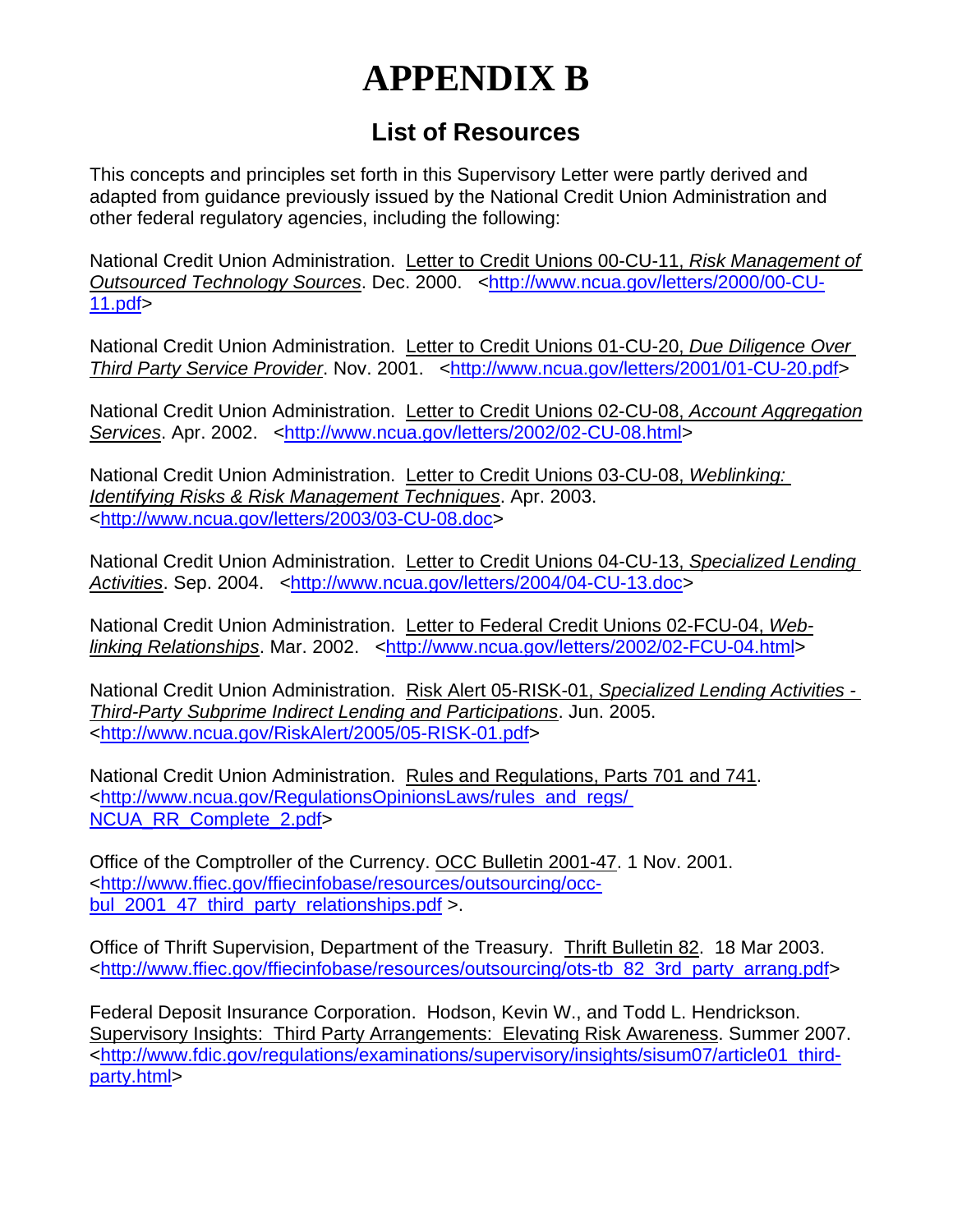# APPENDIX B

## List of Resources

This concepts and principles set forth in this Supervisory Letter were partly derived and adapted from guidance previously issued by the National Credit Union Administration and other federal regulatory agencies, including the following:

National Credit Union Administration. Letter to Credit Unions 00-CU-11, *Risk Management of Outsourced Technology Sources*. Dec. 2000. <http://www.ncua.gov/letters/2000/00-CU-11.pdf>

National Credit Union Administration. Letter to Credit Unions 01-CU-20, *Due Diligence Over Third Party Service Provider*. Nov. 2001. <http://www.ncua.gov/letters/2001/01-CU-20.pdf>

National Credit Union Administration. Letter to Credit Unions 02-CU-08, *Account Aggregation Services*. Apr. 2002. <http://www.ncua.gov/letters/2002/02-CU-08.html>

National Credit Union Administration. Letter to Credit Unions 03-CU-08, *Weblinking: Identifying Risks & Risk Management Techniques*. Apr. 2003. <http://www.ncua.gov/letters/2003/03-CU-08.doc>

National Credit Union Administration. Letter to Credit Unions 04-CU-13, *Specialized Lending Activities*. Sep. 2004. <http://www.ncua.gov/letters/2004/04-CU-13.doc>

National Credit Union Administration. Letter to Federal Credit Unions 02-FCU-04, *Web-linking Relationships*. Mar. 2002. <http://www.ncua.gov/letters/2002/02-FCU-04.html>

National Credit Union Administration. Risk Alert 05-RISK-01, *Specialized Lending Activities - Third-Party Subprime Indirect Lending and Participations*. Jun. 2005. <http://www.ncua.gov/RiskAlert/2005/05-RISK-01.pdf>

National Credit Union Administration. Rules and Regulations, Parts 701 and 741. <http://www.ncua.gov/RegulationsOpinionsLaws/rules_and_regs/NCUA_RR_Complete_2.pdf>

Office of the Comptroller of the Currency. OCC Bulletin 2001-47. 1 Nov. 2001. <http://www.ffiec.gov/ffiecinfobase/resources/outsourcing/occ-bul_2001_47_third_party_relationships.pdf >.

Office of Thrift Supervision, Department of the Treasury. Thrift Bulletin 82. 18 Mar 2003. <http://www.ffiec.gov/ffiecinfobase/resources/outsourcing/ots-tb_82_3rd_party_arrang.pdf>

Federal Deposit Insurance Corporation. Hodson, Kevin W., and Todd L. Hendrickson. Supervisory Insights: Third Party Arrangements: Elevating Risk Awareness. Summer 2007. <http://www.fdic.gov/regulations/examinations/supervisory/insights/sisum07/article01_third-party.html>